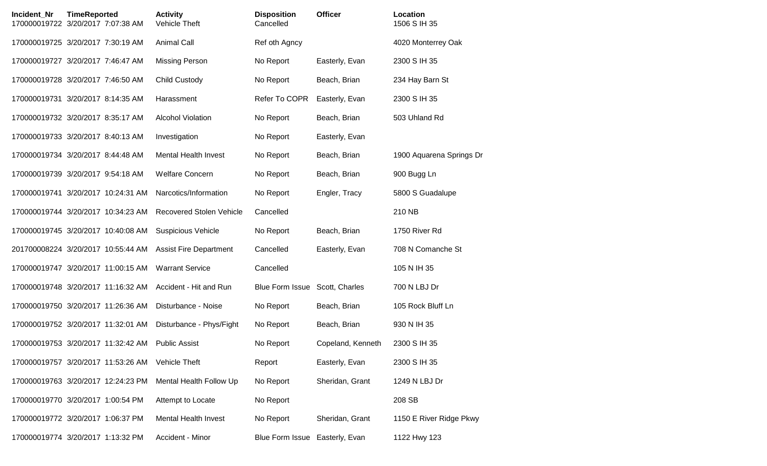| Incident_Nr | TimeReported | Activity | Disposition | Officer | Location |
| --- | --- | --- | --- | --- | --- |
| 170000019722 | 3/20/2017 7:07:38 AM | Vehicle Theft | Cancelled | | 1506 S IH 35 |
| 170000019725 | 3/20/2017 7:30:19 AM | Animal Call | Ref oth Agncy | | 4020 Monterrey Oak |
| 170000019727 | 3/20/2017 7:46:47 AM | Missing Person | No Report | Easterly, Evan | 2300 S IH 35 |
| 170000019728 | 3/20/2017 7:46:50 AM | Child Custody | No Report | Beach, Brian | 234 Hay Barn St |
| 170000019731 | 3/20/2017 8:14:35 AM | Harassment | Refer To COPR | Easterly, Evan | 2300 S IH 35 |
| 170000019732 | 3/20/2017 8:35:17 AM | Alcohol Violation | No Report | Beach, Brian | 503 Uhland Rd |
| 170000019733 | 3/20/2017 8:40:13 AM | Investigation | No Report | Easterly, Evan | |
| 170000019734 | 3/20/2017 8:44:48 AM | Mental Health Invest | No Report | Beach, Brian | 1900 Aquarena Springs Dr |
| 170000019739 | 3/20/2017 9:54:18 AM | Welfare Concern | No Report | Beach, Brian | 900 Bugg Ln |
| 170000019741 | 3/20/2017 10:24:31 AM | Narcotics/Information | No Report | Engler, Tracy | 5800 S Guadalupe |
| 170000019744 | 3/20/2017 10:34:23 AM | Recovered Stolen Vehicle | Cancelled | | 210 NB |
| 170000019745 | 3/20/2017 10:40:08 AM | Suspicious Vehicle | No Report | Beach, Brian | 1750 River Rd |
| 201700008224 | 3/20/2017 10:55:44 AM | Assist Fire Department | Cancelled | Easterly, Evan | 708 N Comanche St |
| 170000019747 | 3/20/2017 11:00:15 AM | Warrant Service | Cancelled | | 105 N IH 35 |
| 170000019748 | 3/20/2017 11:16:32 AM | Accident - Hit and Run | Blue Form Issue | Scott, Charles | 700 N LBJ Dr |
| 170000019750 | 3/20/2017 11:26:36 AM | Disturbance - Noise | No Report | Beach, Brian | 105 Rock Bluff Ln |
| 170000019752 | 3/20/2017 11:32:01 AM | Disturbance - Phys/Fight | No Report | Beach, Brian | 930 N IH 35 |
| 170000019753 | 3/20/2017 11:32:42 AM | Public Assist | No Report | Copeland, Kenneth | 2300 S IH 35 |
| 170000019757 | 3/20/2017 11:53:26 AM | Vehicle Theft | Report | Easterly, Evan | 2300 S IH 35 |
| 170000019763 | 3/20/2017 12:24:23 PM | Mental Health Follow Up | No Report | Sheridan, Grant | 1249 N LBJ Dr |
| 170000019770 | 3/20/2017 1:00:54 PM | Attempt to Locate | No Report | | 208 SB |
| 170000019772 | 3/20/2017 1:06:37 PM | Mental Health Invest | No Report | Sheridan, Grant | 1150 E River Ridge Pkwy |
| 170000019774 | 3/20/2017 1:13:32 PM | Accident - Minor | Blue Form Issue | Easterly, Evan | 1122 Hwy 123 |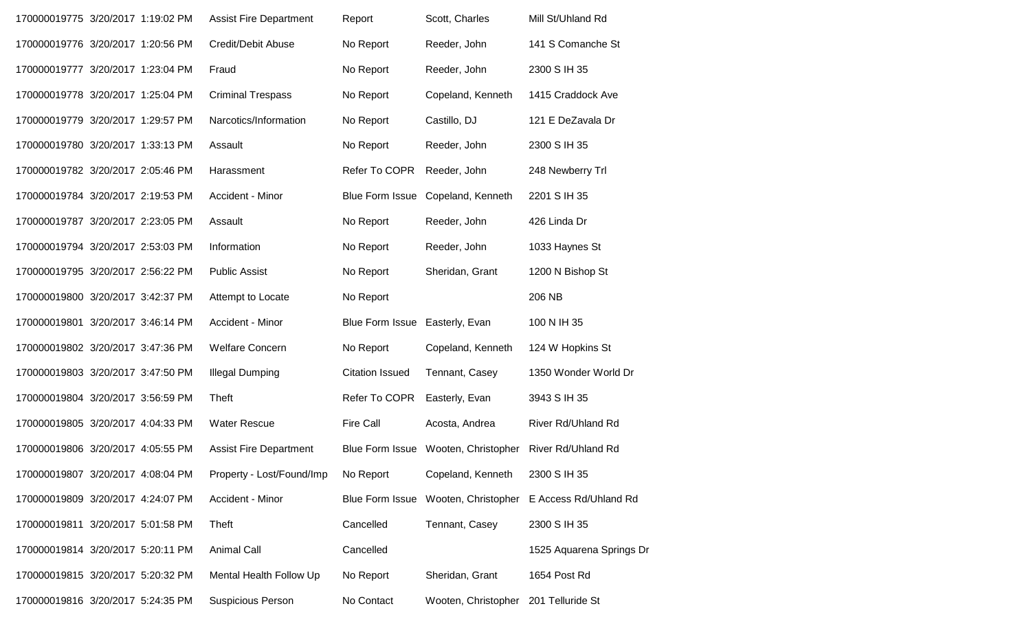| | | | | | | |
|---|---|---|---|---|---|---|
| 170000019775 | 3/20/2017 | 1:19:02 PM | Assist Fire Department | Report | Scott, Charles | Mill St/Uhland Rd |
| 170000019776 | 3/20/2017 | 1:20:56 PM | Credit/Debit Abuse | No Report | Reeder, John | 141 S Comanche St |
| 170000019777 | 3/20/2017 | 1:23:04 PM | Fraud | No Report | Reeder, John | 2300 S IH 35 |
| 170000019778 | 3/20/2017 | 1:25:04 PM | Criminal Trespass | No Report | Copeland, Kenneth | 1415 Craddock Ave |
| 170000019779 | 3/20/2017 | 1:29:57 PM | Narcotics/Information | No Report | Castillo, DJ | 121 E DeZavala Dr |
| 170000019780 | 3/20/2017 | 1:33:13 PM | Assault | No Report | Reeder, John | 2300 S IH 35 |
| 170000019782 | 3/20/2017 | 2:05:46 PM | Harassment | Refer To COPR | Reeder, John | 248 Newberry Trl |
| 170000019784 | 3/20/2017 | 2:19:53 PM | Accident - Minor | Blue Form Issue | Copeland, Kenneth | 2201 S IH 35 |
| 170000019787 | 3/20/2017 | 2:23:05 PM | Assault | No Report | Reeder, John | 426 Linda Dr |
| 170000019794 | 3/20/2017 | 2:53:03 PM | Information | No Report | Reeder, John | 1033 Haynes St |
| 170000019795 | 3/20/2017 | 2:56:22 PM | Public Assist | No Report | Sheridan, Grant | 1200 N Bishop St |
| 170000019800 | 3/20/2017 | 3:42:37 PM | Attempt to Locate | No Report | | 206 NB |
| 170000019801 | 3/20/2017 | 3:46:14 PM | Accident - Minor | Blue Form Issue | Easterly, Evan | 100 N IH 35 |
| 170000019802 | 3/20/2017 | 3:47:36 PM | Welfare Concern | No Report | Copeland, Kenneth | 124 W Hopkins St |
| 170000019803 | 3/20/2017 | 3:47:50 PM | Illegal Dumping | Citation Issued | Tennant, Casey | 1350 Wonder World Dr |
| 170000019804 | 3/20/2017 | 3:56:59 PM | Theft | Refer To COPR | Easterly, Evan | 3943 S IH 35 |
| 170000019805 | 3/20/2017 | 4:04:33 PM | Water Rescue | Fire Call | Acosta, Andrea | River Rd/Uhland Rd |
| 170000019806 | 3/20/2017 | 4:05:55 PM | Assist Fire Department | Blue Form Issue | Wooten, Christopher | River Rd/Uhland Rd |
| 170000019807 | 3/20/2017 | 4:08:04 PM | Property - Lost/Found/Imp | No Report | Copeland, Kenneth | 2300 S IH 35 |
| 170000019809 | 3/20/2017 | 4:24:07 PM | Accident - Minor | Blue Form Issue | Wooten, Christopher | E Access Rd/Uhland Rd |
| 170000019811 | 3/20/2017 | 5:01:58 PM | Theft | Cancelled | Tennant, Casey | 2300 S IH 35 |
| 170000019814 | 3/20/2017 | 5:20:11 PM | Animal Call | Cancelled | | 1525 Aquarena Springs Dr |
| 170000019815 | 3/20/2017 | 5:20:32 PM | Mental Health Follow Up | No Report | Sheridan, Grant | 1654 Post Rd |
| 170000019816 | 3/20/2017 | 5:24:35 PM | Suspicious Person | No Contact | Wooten, Christopher | 201 Telluride St |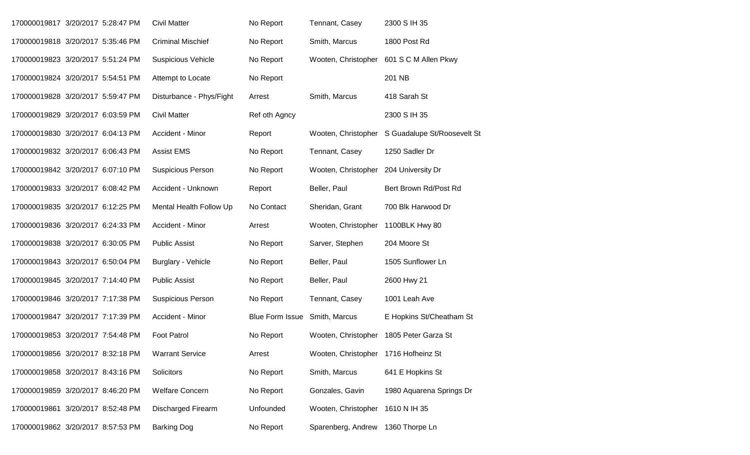| | | | | | | |
|---|---|---|---|---|---|---|
| 170000019817 | 3/20/2017 | 5:28:47 PM | Civil Matter | No Report | Tennant, Casey | 2300 S IH 35 |
| 170000019818 | 3/20/2017 | 5:35:46 PM | Criminal Mischief | No Report | Smith, Marcus | 1800 Post Rd |
| 170000019823 | 3/20/2017 | 5:51:24 PM | Suspicious Vehicle | No Report | Wooten, Christopher | 601 S C M Allen Pkwy |
| 170000019824 | 3/20/2017 | 5:54:51 PM | Attempt to Locate | No Report | | 201 NB |
| 170000019828 | 3/20/2017 | 5:59:47 PM | Disturbance - Phys/Fight | Arrest | Smith, Marcus | 418 Sarah St |
| 170000019829 | 3/20/2017 | 6:03:59 PM | Civil Matter | Ref oth Agncy | | 2300 S IH 35 |
| 170000019830 | 3/20/2017 | 6:04:13 PM | Accident - Minor | Report | Wooten, Christopher | S Guadalupe St/Roosevelt St |
| 170000019832 | 3/20/2017 | 6:06:43 PM | Assist EMS | No Report | Tennant, Casey | 1250 Sadler Dr |
| 170000019842 | 3/20/2017 | 6:07:10 PM | Suspicious Person | No Report | Wooten, Christopher | 204 University Dr |
| 170000019833 | 3/20/2017 | 6:08:42 PM | Accident - Unknown | Report | Beller, Paul | Bert Brown Rd/Post Rd |
| 170000019835 | 3/20/2017 | 6:12:25 PM | Mental Health Follow Up | No Contact | Sheridan, Grant | 700 Blk Harwood Dr |
| 170000019836 | 3/20/2017 | 6:24:33 PM | Accident - Minor | Arrest | Wooten, Christopher | 1100BLK Hwy 80 |
| 170000019838 | 3/20/2017 | 6:30:05 PM | Public Assist | No Report | Sarver, Stephen | 204 Moore St |
| 170000019843 | 3/20/2017 | 6:50:04 PM | Burglary - Vehicle | No Report | Beller, Paul | 1505 Sunflower Ln |
| 170000019845 | 3/20/2017 | 7:14:40 PM | Public Assist | No Report | Beller, Paul | 2600 Hwy 21 |
| 170000019846 | 3/20/2017 | 7:17:38 PM | Suspicious Person | No Report | Tennant, Casey | 1001 Leah Ave |
| 170000019847 | 3/20/2017 | 7:17:39 PM | Accident - Minor | Blue Form Issue | Smith, Marcus | E Hopkins St/Cheatham St |
| 170000019853 | 3/20/2017 | 7:54:48 PM | Foot Patrol | No Report | Wooten, Christopher | 1805 Peter Garza St |
| 170000019856 | 3/20/2017 | 8:32:18 PM | Warrant Service | Arrest | Wooten, Christopher | 1716 Hofheinz St |
| 170000019858 | 3/20/2017 | 8:43:16 PM | Solicitors | No Report | Smith, Marcus | 641 E Hopkins St |
| 170000019859 | 3/20/2017 | 8:46:20 PM | Welfare Concern | No Report | Gonzales, Gavin | 1980 Aquarena Springs Dr |
| 170000019861 | 3/20/2017 | 8:52:48 PM | Discharged Firearm | Unfounded | Wooten, Christopher | 1610 N IH 35 |
| 170000019862 | 3/20/2017 | 8:57:53 PM | Barking Dog | No Report | Sparenberg, Andrew | 1360 Thorpe Ln |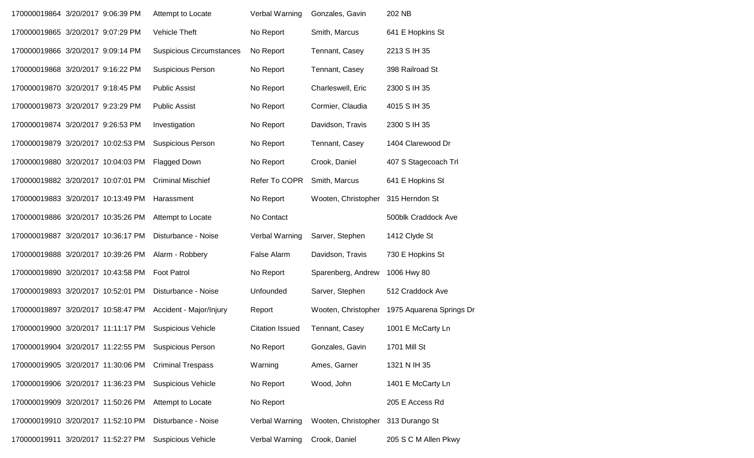| 170000019864 | 3/20/2017 9:06:39 PM | Attempt to Locate | Verbal Warning | Gonzales, Gavin | 202 NB |
|---|---|---|---|---|---|
| 170000019865 | 3/20/2017 9:07:29 PM | Vehicle Theft | No Report | Smith, Marcus | 641 E Hopkins St |
| 170000019866 | 3/20/2017 9:09:14 PM | Suspicious Circumstances | No Report | Tennant, Casey | 2213 S IH 35 |
| 170000019868 | 3/20/2017 9:16:22 PM | Suspicious Person | No Report | Tennant, Casey | 398 Railroad St |
| 170000019870 | 3/20/2017 9:18:45 PM | Public Assist | No Report | Charleswell, Eric | 2300 S IH 35 |
| 170000019873 | 3/20/2017 9:23:29 PM | Public Assist | No Report | Cormier, Claudia | 4015 S IH 35 |
| 170000019874 | 3/20/2017 9:26:53 PM | Investigation | No Report | Davidson, Travis | 2300 S IH 35 |
| 170000019879 | 3/20/2017 10:02:53 PM | Suspicious Person | No Report | Tennant, Casey | 1404 Clarewood Dr |
| 170000019880 | 3/20/2017 10:04:03 PM | Flagged Down | No Report | Crook, Daniel | 407 S Stagecoach Trl |
| 170000019882 | 3/20/2017 10:07:01 PM | Criminal Mischief | Refer To COPR | Smith, Marcus | 641 E Hopkins St |
| 170000019883 | 3/20/2017 10:13:49 PM | Harassment | No Report | Wooten, Christopher | 315 Herndon St |
| 170000019886 | 3/20/2017 10:35:26 PM | Attempt to Locate | No Contact | | 500blk Craddock Ave |
| 170000019887 | 3/20/2017 10:36:17 PM | Disturbance - Noise | Verbal Warning | Sarver, Stephen | 1412 Clyde St |
| 170000019888 | 3/20/2017 10:39:26 PM | Alarm - Robbery | False Alarm | Davidson, Travis | 730 E Hopkins St |
| 170000019890 | 3/20/2017 10:43:58 PM | Foot Patrol | No Report | Sparenberg, Andrew | 1006 Hwy 80 |
| 170000019893 | 3/20/2017 10:52:01 PM | Disturbance - Noise | Unfounded | Sarver, Stephen | 512 Craddock Ave |
| 170000019897 | 3/20/2017 10:58:47 PM | Accident - Major/Injury | Report | Wooten, Christopher | 1975 Aquarena Springs Dr |
| 170000019900 | 3/20/2017 11:11:17 PM | Suspicious Vehicle | Citation Issued | Tennant, Casey | 1001 E McCarty Ln |
| 170000019904 | 3/20/2017 11:22:55 PM | Suspicious Person | No Report | Gonzales, Gavin | 1701 Mill St |
| 170000019905 | 3/20/2017 11:30:06 PM | Criminal Trespass | Warning | Ames, Garner | 1321 N IH 35 |
| 170000019906 | 3/20/2017 11:36:23 PM | Suspicious Vehicle | No Report | Wood, John | 1401 E McCarty Ln |
| 170000019909 | 3/20/2017 11:50:26 PM | Attempt to Locate | No Report | | 205 E Access Rd |
| 170000019910 | 3/20/2017 11:52:10 PM | Disturbance - Noise | Verbal Warning | Wooten, Christopher | 313 Durango St |
| 170000019911 | 3/20/2017 11:52:27 PM | Suspicious Vehicle | Verbal Warning | Crook, Daniel | 205 S C M Allen Pkwy |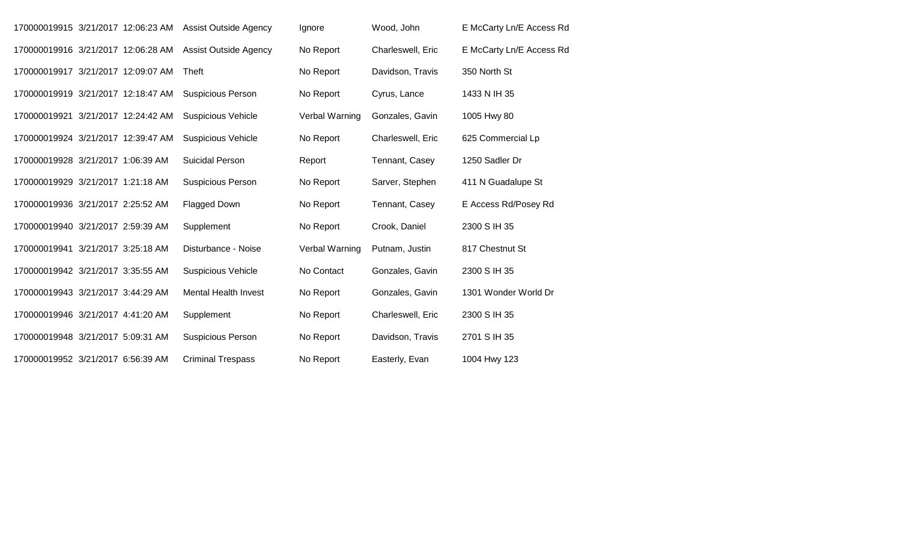| | | | | | | |
|---|---|---|---|---|---|---|
| 170000019915 | 3/21/2017 | 12:06:23 AM | Assist Outside Agency | Ignore | Wood, John | E McCarty Ln/E Access Rd |
| 170000019916 | 3/21/2017 | 12:06:28 AM | Assist Outside Agency | No Report | Charleswell, Eric | E McCarty Ln/E Access Rd |
| 170000019917 | 3/21/2017 | 12:09:07 AM | Theft | No Report | Davidson, Travis | 350 North St |
| 170000019919 | 3/21/2017 | 12:18:47 AM | Suspicious Person | No Report | Cyrus, Lance | 1433 N IH 35 |
| 170000019921 | 3/21/2017 | 12:24:42 AM | Suspicious Vehicle | Verbal Warning | Gonzales, Gavin | 1005 Hwy 80 |
| 170000019924 | 3/21/2017 | 12:39:47 AM | Suspicious Vehicle | No Report | Charleswell, Eric | 625 Commercial Lp |
| 170000019928 | 3/21/2017 | 1:06:39 AM | Suicidal Person | Report | Tennant, Casey | 1250 Sadler Dr |
| 170000019929 | 3/21/2017 | 1:21:18 AM | Suspicious Person | No Report | Sarver, Stephen | 411 N Guadalupe St |
| 170000019936 | 3/21/2017 | 2:25:52 AM | Flagged Down | No Report | Tennant, Casey | E Access Rd/Posey Rd |
| 170000019940 | 3/21/2017 | 2:59:39 AM | Supplement | No Report | Crook, Daniel | 2300 S IH 35 |
| 170000019941 | 3/21/2017 | 3:25:18 AM | Disturbance - Noise | Verbal Warning | Putnam, Justin | 817 Chestnut St |
| 170000019942 | 3/21/2017 | 3:35:55 AM | Suspicious Vehicle | No Contact | Gonzales, Gavin | 2300 S IH 35 |
| 170000019943 | 3/21/2017 | 3:44:29 AM | Mental Health Invest | No Report | Gonzales, Gavin | 1301 Wonder World Dr |
| 170000019946 | 3/21/2017 | 4:41:20 AM | Supplement | No Report | Charleswell, Eric | 2300 S IH 35 |
| 170000019948 | 3/21/2017 | 5:09:31 AM | Suspicious Person | No Report | Davidson, Travis | 2701 S IH 35 |
| 170000019952 | 3/21/2017 | 6:56:39 AM | Criminal Trespass | No Report | Easterly, Evan | 1004 Hwy 123 |